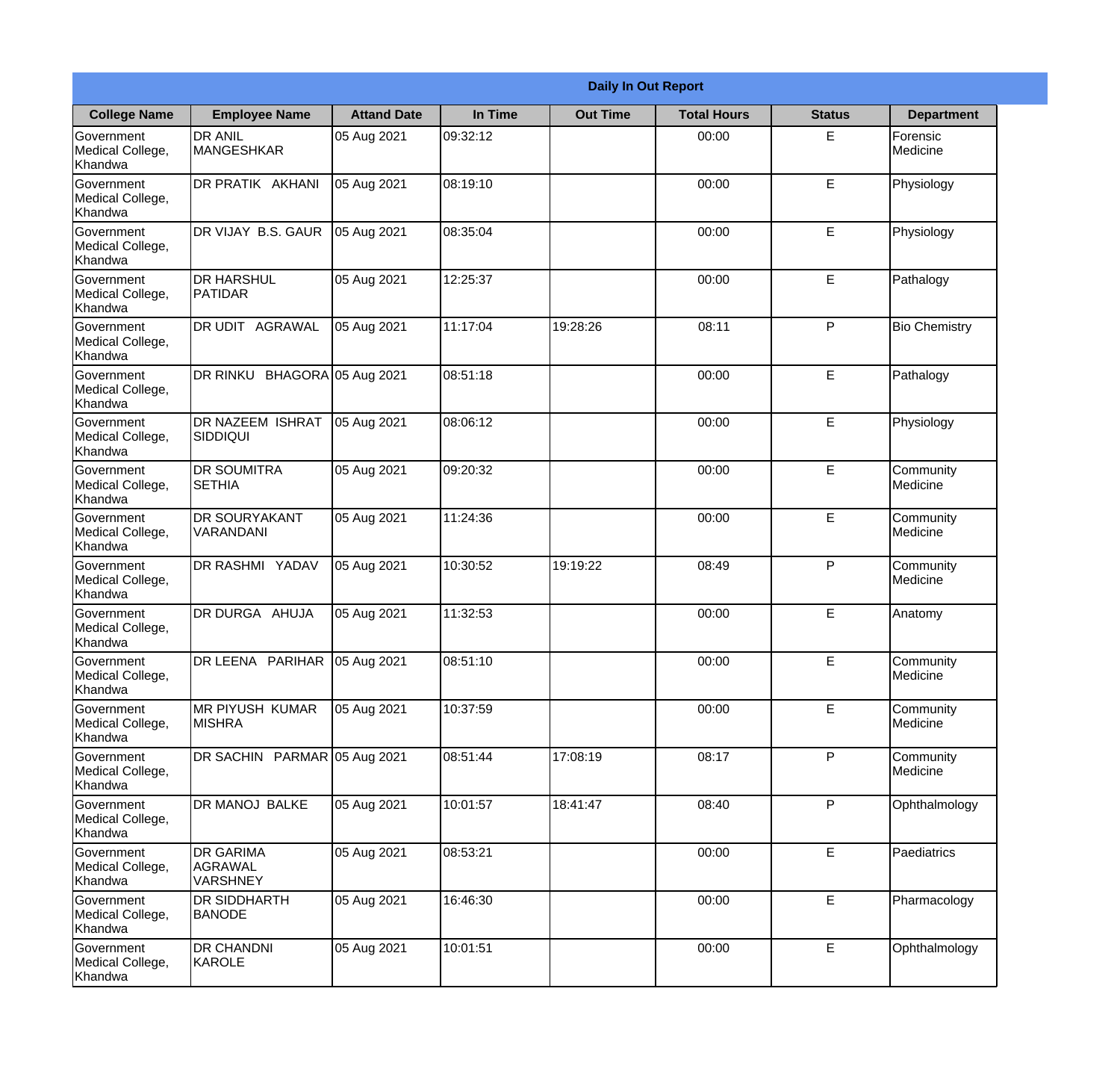| Daily In Out Report | | | | | | | |
|---|---|---|---|---|---|---|---|
| **College Name** | **Employee Name** | **Attand Date** | **In Time** | **Out Time** | **Total Hours** | **Status** | **Department** |
| Government Medical College, Khandwa | DR ANIL MANGESHKAR | 05 Aug 2021 | 09:32:12 | | 00:00 | E | Forensic Medicine |
| Government Medical College, Khandwa | DR PRATIK AKHANI | 05 Aug 2021 | 08:19:10 | | 00:00 | E | Physiology |
| Government Medical College, Khandwa | DR VIJAY B.S. GAUR | 05 Aug 2021 | 08:35:04 | | 00:00 | E | Physiology |
| Government Medical College, Khandwa | DR HARSHUL PATIDAR | 05 Aug 2021 | 12:25:37 | | 00:00 | E | Pathalogy |
| Government Medical College, Khandwa | DR UDIT AGRAWAL | 05 Aug 2021 | 11:17:04 | 19:28:26 | 08:11 | P | Bio Chemistry |
| Government Medical College, Khandwa | DR RINKU BHAGORA | 05 Aug 2021 | 08:51:18 | | 00:00 | E | Pathalogy |
| Government Medical College, Khandwa | DR NAZEEM ISHRAT SIDDIQUI | 05 Aug 2021 | 08:06:12 | | 00:00 | E | Physiology |
| Government Medical College, Khandwa | DR SOUMITRA SETHIA | 05 Aug 2021 | 09:20:32 | | 00:00 | E | Community Medicine |
| Government Medical College, Khandwa | DR SOURYAKANT VARANDANI | 05 Aug 2021 | 11:24:36 | | 00:00 | E | Community Medicine |
| Government Medical College, Khandwa | DR RASHMI YADAV | 05 Aug 2021 | 10:30:52 | 19:19:22 | 08:49 | P | Community Medicine |
| Government Medical College, Khandwa | DR DURGA AHUJA | 05 Aug 2021 | 11:32:53 | | 00:00 | E | Anatomy |
| Government Medical College, Khandwa | DR LEENA PARIHAR | 05 Aug 2021 | 08:51:10 | | 00:00 | E | Community Medicine |
| Government Medical College, Khandwa | MR PIYUSH KUMAR MISHRA | 05 Aug 2021 | 10:37:59 | | 00:00 | E | Community Medicine |
| Government Medical College, Khandwa | DR SACHIN PARMAR | 05 Aug 2021 | 08:51:44 | 17:08:19 | 08:17 | P | Community Medicine |
| Government Medical College, Khandwa | DR MANOJ BALKE | 05 Aug 2021 | 10:01:57 | 18:41:47 | 08:40 | P | Ophthalmology |
| Government Medical College, Khandwa | DR GARIMA AGRAWAL VARSHNEY | 05 Aug 2021 | 08:53:21 | | 00:00 | E | Paediatrics |
| Government Medical College, Khandwa | DR SIDDHARTH BANODE | 05 Aug 2021 | 16:46:30 | | 00:00 | E | Pharmacology |
| Government Medical College, Khandwa | DR CHANDNI KAROLE | 05 Aug 2021 | 10:01:51 | | 00:00 | E | Ophthalmology |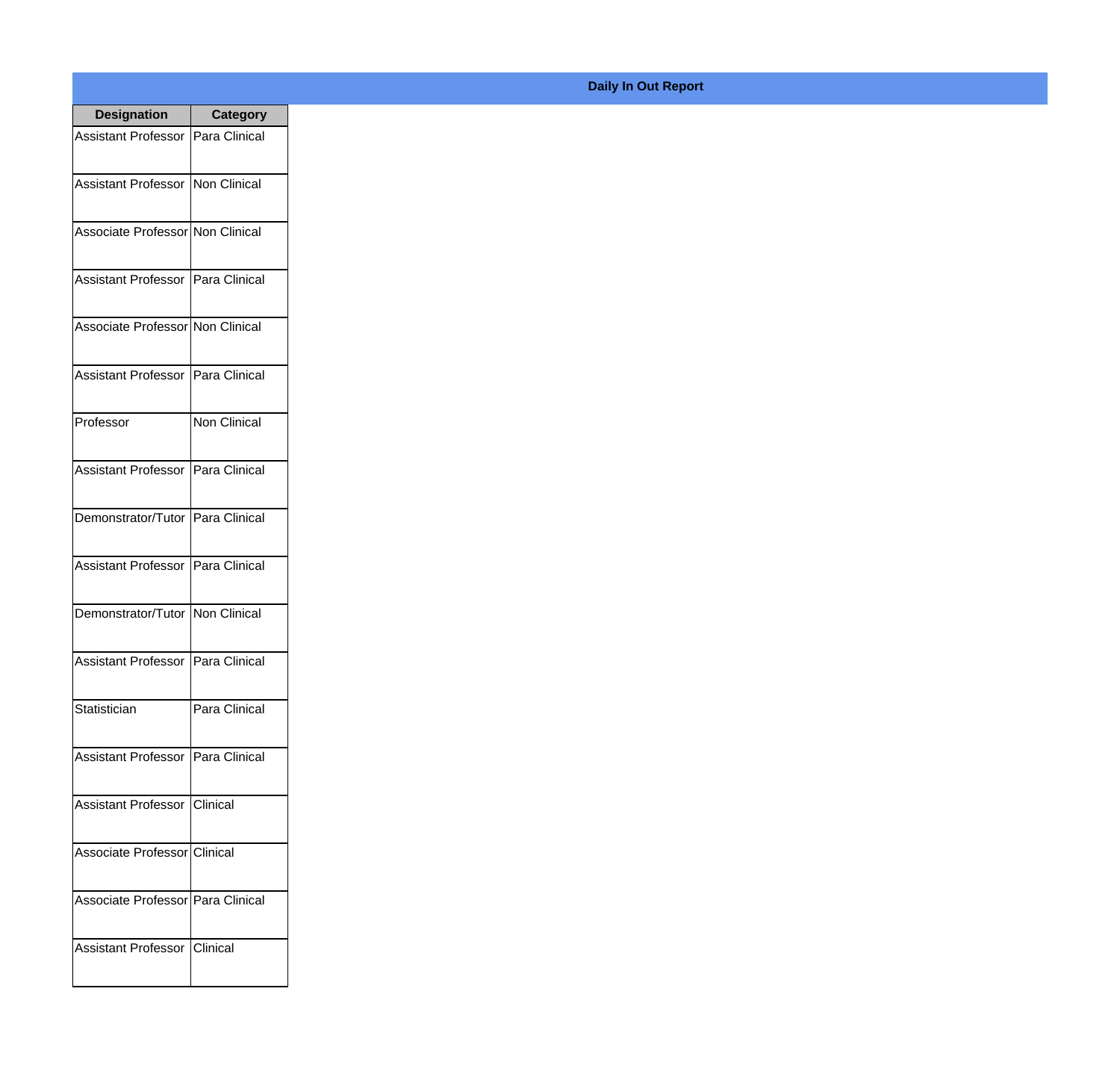# Daily In Out Report

| Designation | Category |
|---|---|
| Assistant Professor | Para Clinical |
| Assistant Professor | Non Clinical |
| Associate Professor | Non Clinical |
| Assistant Professor | Para Clinical |
| Associate Professor | Non Clinical |
| Assistant Professor | Para Clinical |
| Professor | Non Clinical |
| Assistant Professor | Para Clinical |
| Demonstrator/Tutor | Para Clinical |
| Assistant Professor | Para Clinical |
| Demonstrator/Tutor | Non Clinical |
| Assistant Professor | Para Clinical |
| Statistician | Para Clinical |
| Assistant Professor | Para Clinical |
| Assistant Professor | Clinical |
| Associate Professor | Clinical |
| Associate Professor | Para Clinical |
| Assistant Professor | Clinical |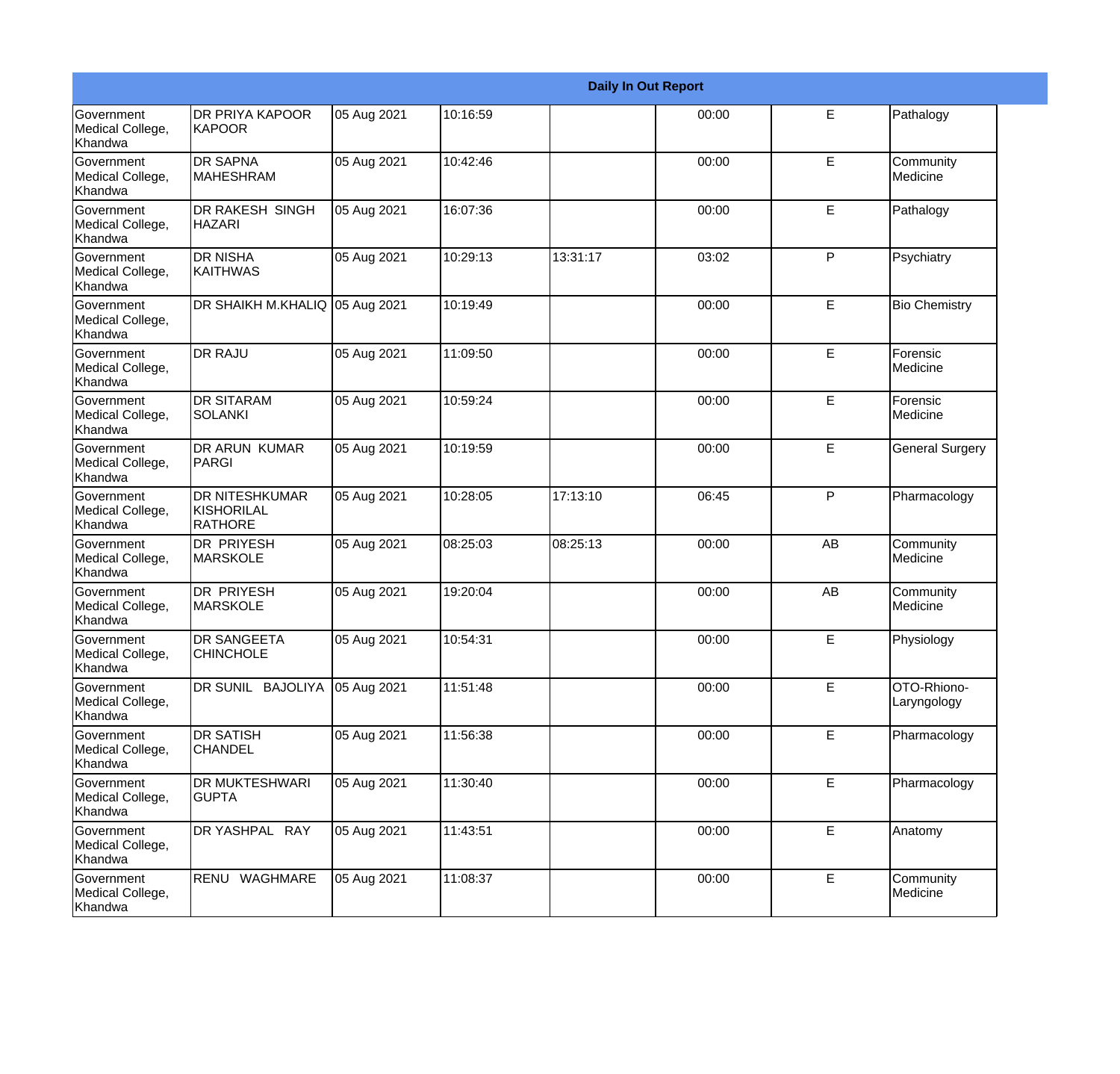| Daily In Out Report | | | | | | | |
|---|---|---|---|---|---|---|---|
| Government Medical College, Khandwa | DR PRIYA KAPOOR KAPOOR | 05 Aug 2021 | 10:16:59 | | 00:00 | E | Pathalogy |
| Government Medical College, Khandwa | DR SAPNA MAHESHRAM | 05 Aug 2021 | 10:42:46 | | 00:00 | E | Community Medicine |
| Government Medical College, Khandwa | DR RAKESH SINGH HAZARI | 05 Aug 2021 | 16:07:36 | | 00:00 | E | Pathalogy |
| Government Medical College, Khandwa | DR NISHA KAITHWAS | 05 Aug 2021 | 10:29:13 | 13:31:17 | 03:02 | P | Psychiatry |
| Government Medical College, Khandwa | DR SHAIKH M.KHALIQ | 05 Aug 2021 | 10:19:49 | | 00:00 | E | Bio Chemistry |
| Government Medical College, Khandwa | DR RAJU | 05 Aug 2021 | 11:09:50 | | 00:00 | E | Forensic Medicine |
| Government Medical College, Khandwa | DR SITARAM SOLANKI | 05 Aug 2021 | 10:59:24 | | 00:00 | E | Forensic Medicine |
| Government Medical College, Khandwa | DR ARUN KUMAR PARGI | 05 Aug 2021 | 10:19:59 | | 00:00 | E | General Surgery |
| Government Medical College, Khandwa | DR NITESHKUMAR KISHORILAL RATHORE | 05 Aug 2021 | 10:28:05 | 17:13:10 | 06:45 | P | Pharmacology |
| Government Medical College, Khandwa | DR PRIYESH MARSKOLE | 05 Aug 2021 | 08:25:03 | 08:25:13 | 00:00 | AB | Community Medicine |
| Government Medical College, Khandwa | DR PRIYESH MARSKOLE | 05 Aug 2021 | 19:20:04 | | 00:00 | AB | Community Medicine |
| Government Medical College, Khandwa | DR SANGEETA CHINCHOLE | 05 Aug 2021 | 10:54:31 | | 00:00 | E | Physiology |
| Government Medical College, Khandwa | DR SUNIL BAJOLIYA | 05 Aug 2021 | 11:51:48 | | 00:00 | E | OTO-Rhiono-Laryngology |
| Government Medical College, Khandwa | DR SATISH CHANDEL | 05 Aug 2021 | 11:56:38 | | 00:00 | E | Pharmacology |
| Government Medical College, Khandwa | DR MUKTESHWARI GUPTA | 05 Aug 2021 | 11:30:40 | | 00:00 | E | Pharmacology |
| Government Medical College, Khandwa | DR YASHPAL RAY | 05 Aug 2021 | 11:43:51 | | 00:00 | E | Anatomy |
| Government Medical College, Khandwa | RENU WAGHMARE | 05 Aug 2021 | 11:08:37 | | 00:00 | E | Community Medicine |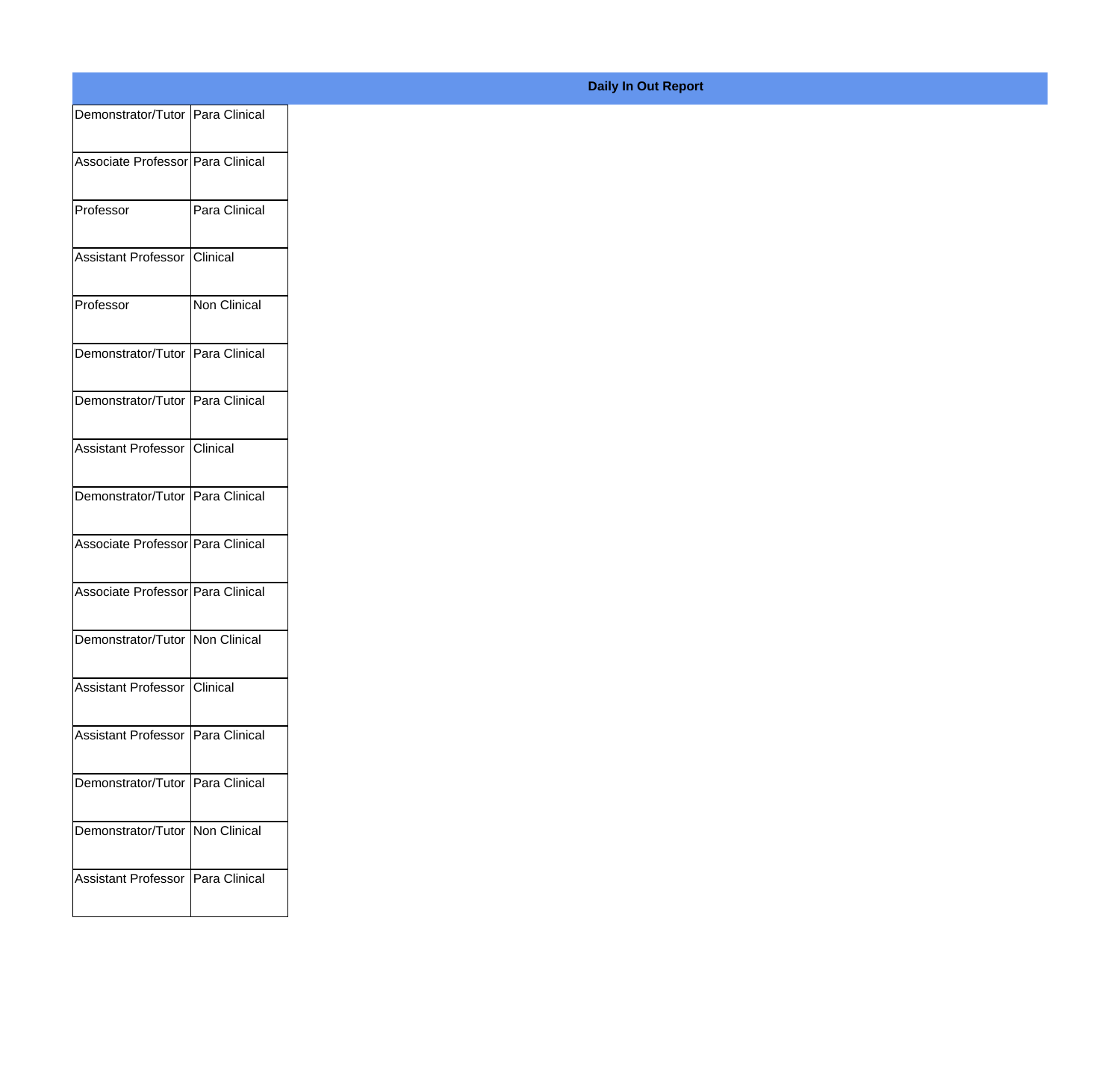**Daily In Out Report**

| | |
|---|---|
| Demonstrator/Tutor | Para Clinical |
| Associate Professor | Para Clinical |
| Professor | Para Clinical |
| Assistant Professor | Clinical |
| Professor | Non Clinical |
| Demonstrator/Tutor | Para Clinical |
| Demonstrator/Tutor | Para Clinical |
| Assistant Professor | Clinical |
| Demonstrator/Tutor | Para Clinical |
| Associate Professor | Para Clinical |
| Associate Professor | Para Clinical |
| Demonstrator/Tutor | Non Clinical |
| Assistant Professor | Clinical |
| Assistant Professor | Para Clinical |
| Demonstrator/Tutor | Para Clinical |
| Demonstrator/Tutor | Non Clinical |
| Assistant Professor | Para Clinical |